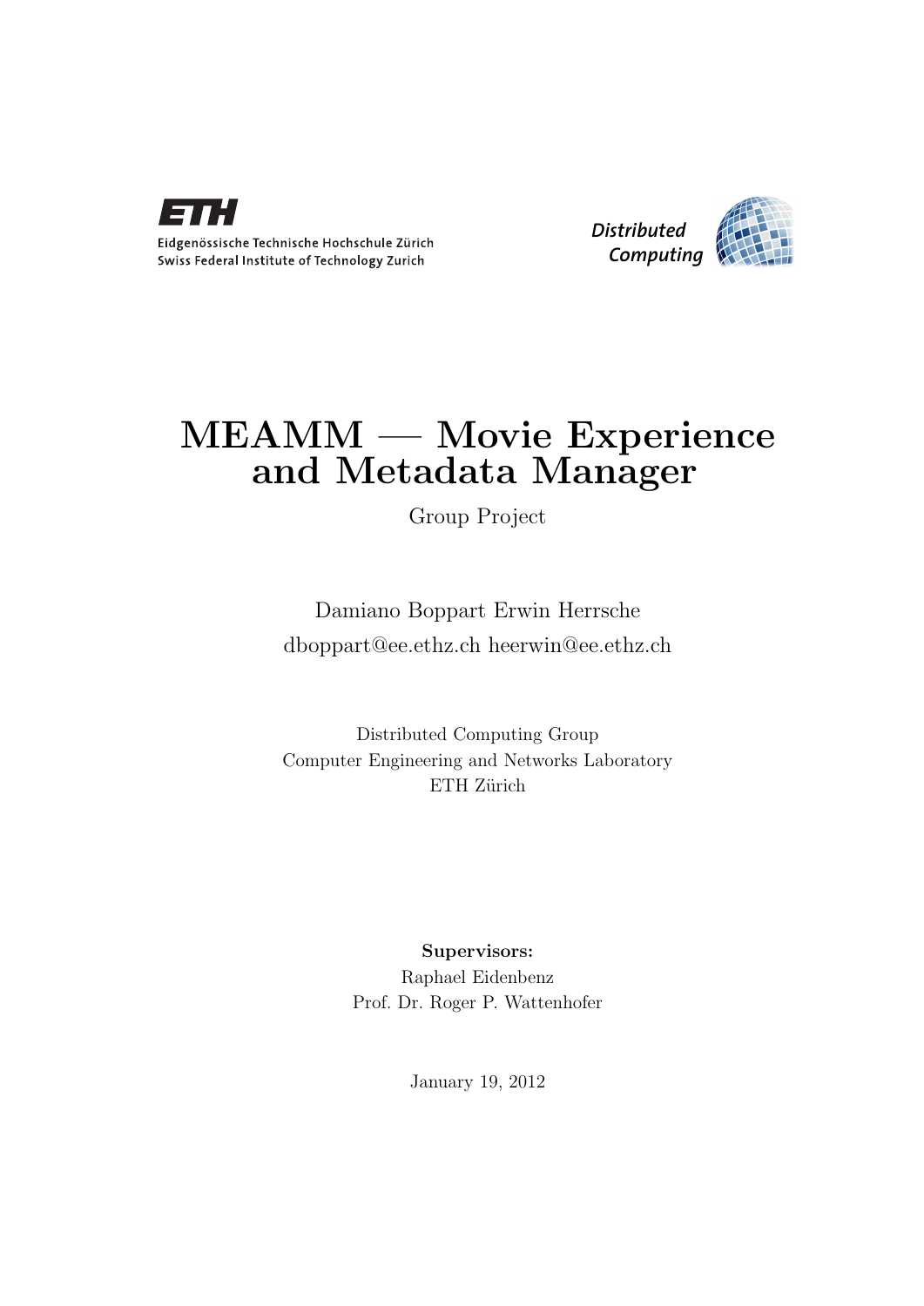Eidgenössische Technische Hochschule Zürich
Swiss Federal Institute of Technology Zurich

*Distributed Computing*

# MEAMM — Movie Experience and Metadata Manager

Group Project

Damiano Boppart Erwin Herrsche
dboppart@ee.ethz.ch heerwin@ee.ethz.ch

Distributed Computing Group
Computer Engineering and Networks Laboratory
ETH Zürich

**Supervisors:**
Raphael Eidenbenz
Prof. Dr. Roger P. Wattenhofer

January 19, 2012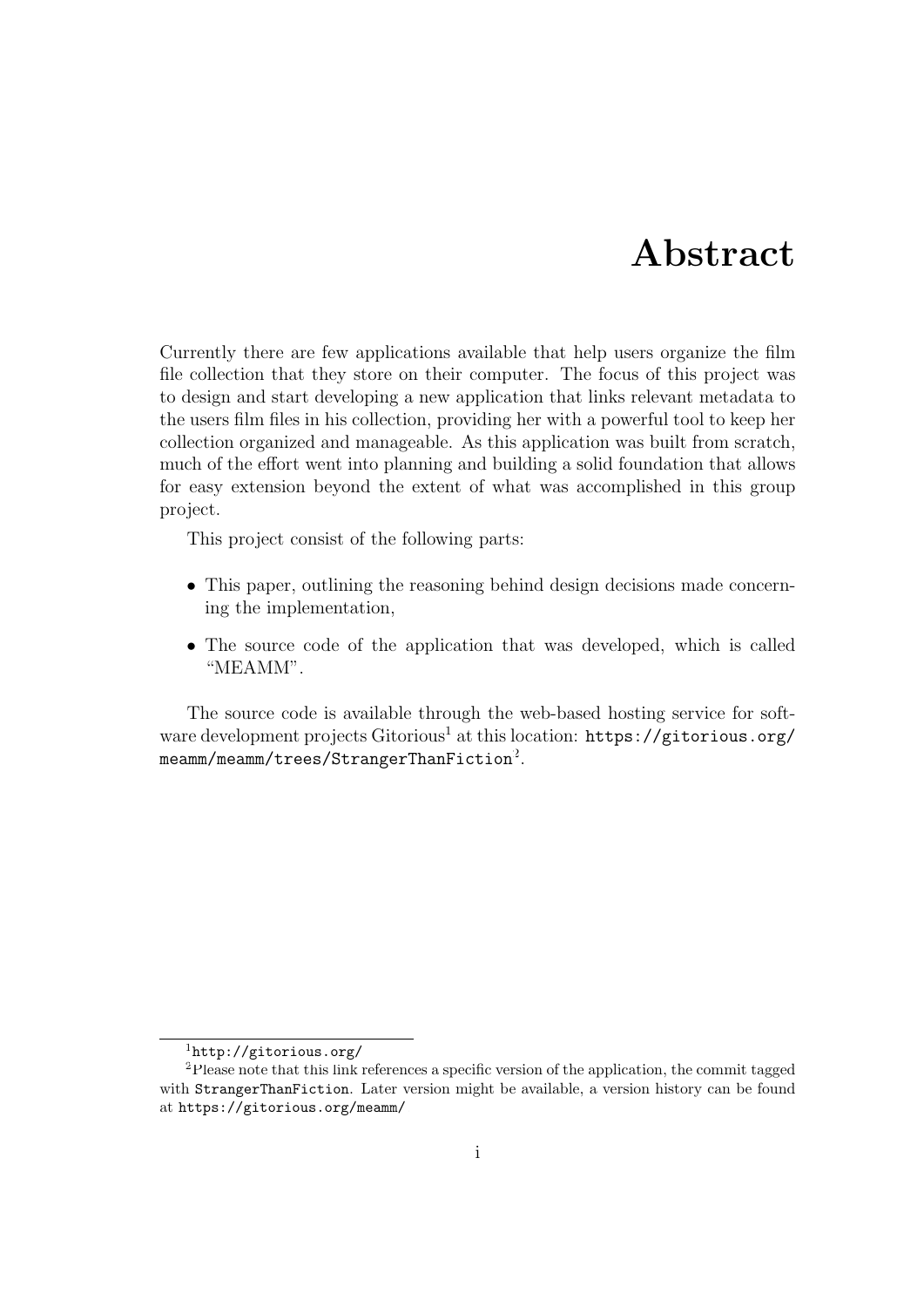# Abstract

Currently there are few applications available that help users organize the film file collection that they store on their computer. The focus of this project was to design and start developing a new application that links relevant metadata to the users film files in his collection, providing her with a powerful tool to keep her collection organized and manageable. As this application was built from scratch, much of the effort went into planning and building a solid foundation that allows for easy extension beyond the extent of what was accomplished in this group project.

This project consist of the following parts:

- This paper, outlining the reasoning behind design decisions made concerning the implementation,
- The source code of the application that was developed, which is called "MEAMM".

The source code is available through the web-based hosting service for software development projects Gitorious[1] at this location: `https://gitorious.org/meamm/meamm/trees/StrangerThanFiction`[2].

---

[1] `http://gitorious.org/`

[2] Please note that this link references a specific version of the application, the commit tagged with `StrangerThanFiction`. Later version might be available, a version history can be found at `https://gitorious.org/meamm/`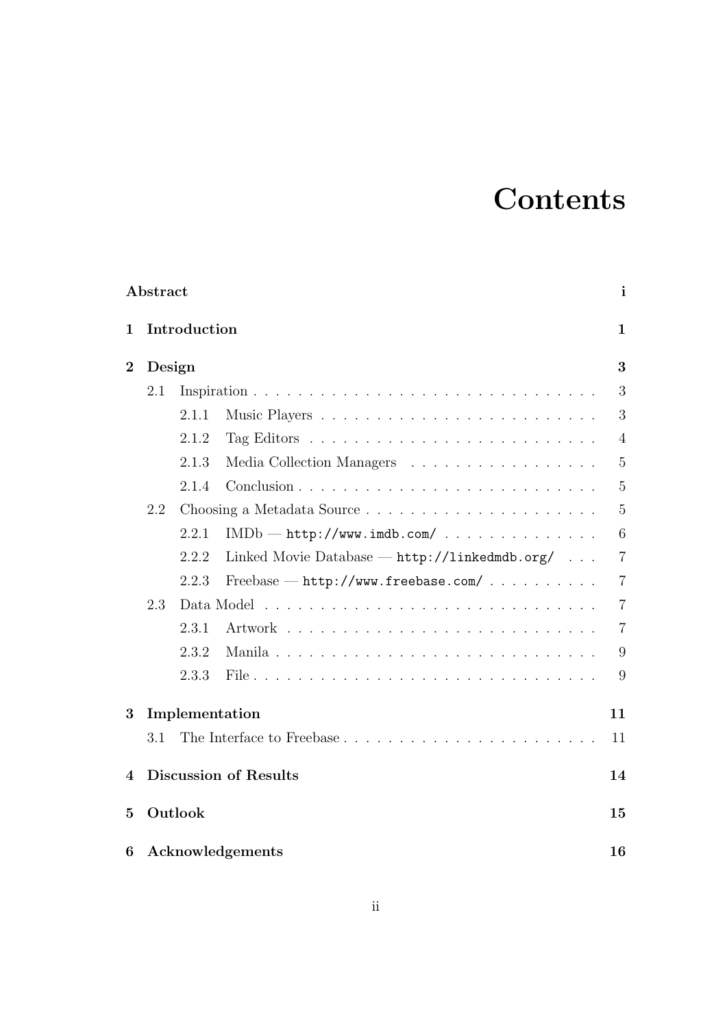# Contents

Abstract ... i

1 Introduction ... 1

2 Design ... 3
- 2.1 Inspiration ... 3
  - 2.1.1 Music Players ... 3
  - 2.1.2 Tag Editors ... 4
  - 2.1.3 Media Collection Managers ... 5
  - 2.1.4 Conclusion ... 5
- 2.2 Choosing a Metadata Source ... 5
  - 2.2.1 IMDb — `http://www.imdb.com/` ... 6
  - 2.2.2 Linked Movie Database — `http://linkedmdb.org/` ... 7
  - 2.2.3 Freebase — `http://www.freebase.com/` ... 7
- 2.3 Data Model ... 7
  - 2.3.1 Artwork ... 7
  - 2.3.2 Manila ... 9
  - 2.3.3 File ... 9

3 Implementation ... 11
- 3.1 The Interface to Freebase ... 11

4 Discussion of Results ... 14

5 Outlook ... 15

6 Acknowledgements ... 16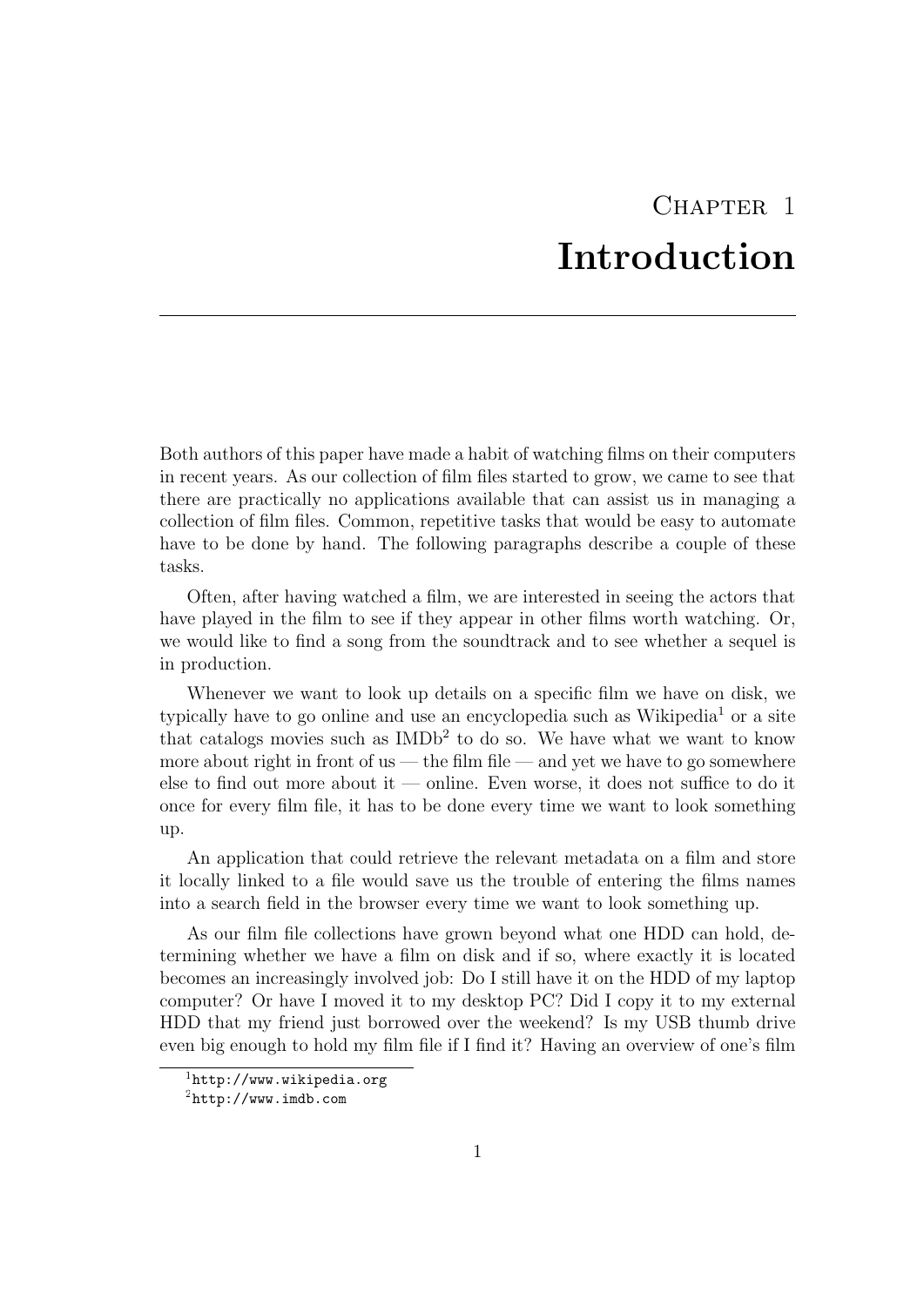# Chapter 1 Introduction

Both authors of this paper have made a habit of watching films on their computers in recent years. As our collection of film files started to grow, we came to see that there are practically no applications available that can assist us in managing a collection of film files. Common, repetitive tasks that would be easy to automate have to be done by hand. The following paragraphs describe a couple of these tasks.

Often, after having watched a film, we are interested in seeing the actors that have played in the film to see if they appear in other films worth watching. Or, we would like to find a song from the soundtrack and to see whether a sequel is in production.

Whenever we want to look up details on a specific film we have on disk, we typically have to go online and use an encyclopedia such as Wikipedia[1] or a site that catalogs movies such as IMDb[2] to do so. We have what we want to know more about right in front of us — the film file — and yet we have to go somewhere else to find out more about it — online. Even worse, it does not suffice to do it once for every film file, it has to be done every time we want to look something up.

An application that could retrieve the relevant metadata on a film and store it locally linked to a file would save us the trouble of entering the films names into a search field in the browser every time we want to look something up.

As our film file collections have grown beyond what one HDD can hold, determining whether we have a film on disk and if so, where exactly it is located becomes an increasingly involved job: Do I still have it on the HDD of my laptop computer? Or have I moved it to my desktop PC? Did I copy it to my external HDD that my friend just borrowed over the weekend? Is my USB thumb drive even big enough to hold my film file if I find it? Having an overview of one's film

[1] http://www.wikipedia.org

[2] http://www.imdb.com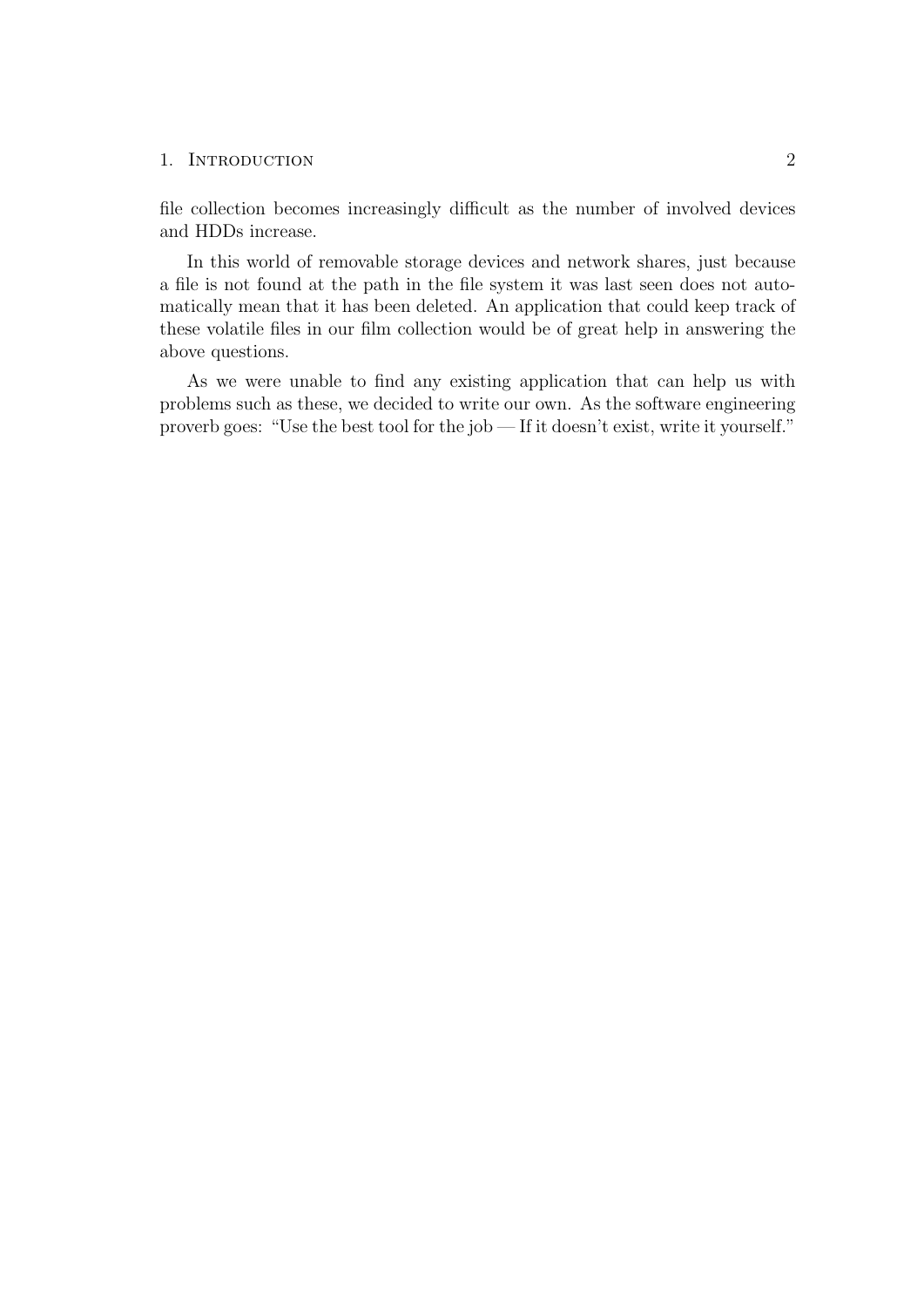file collection becomes increasingly difficult as the number of involved devices and HDDs increase.

In this world of removable storage devices and network shares, just because a file is not found at the path in the file system it was last seen does not automatically mean that it has been deleted. An application that could keep track of these volatile files in our film collection would be of great help in answering the above questions.

As we were unable to find any existing application that can help us with problems such as these, we decided to write our own. As the software engineering proverb goes: "Use the best tool for the job — If it doesn't exist, write it yourself."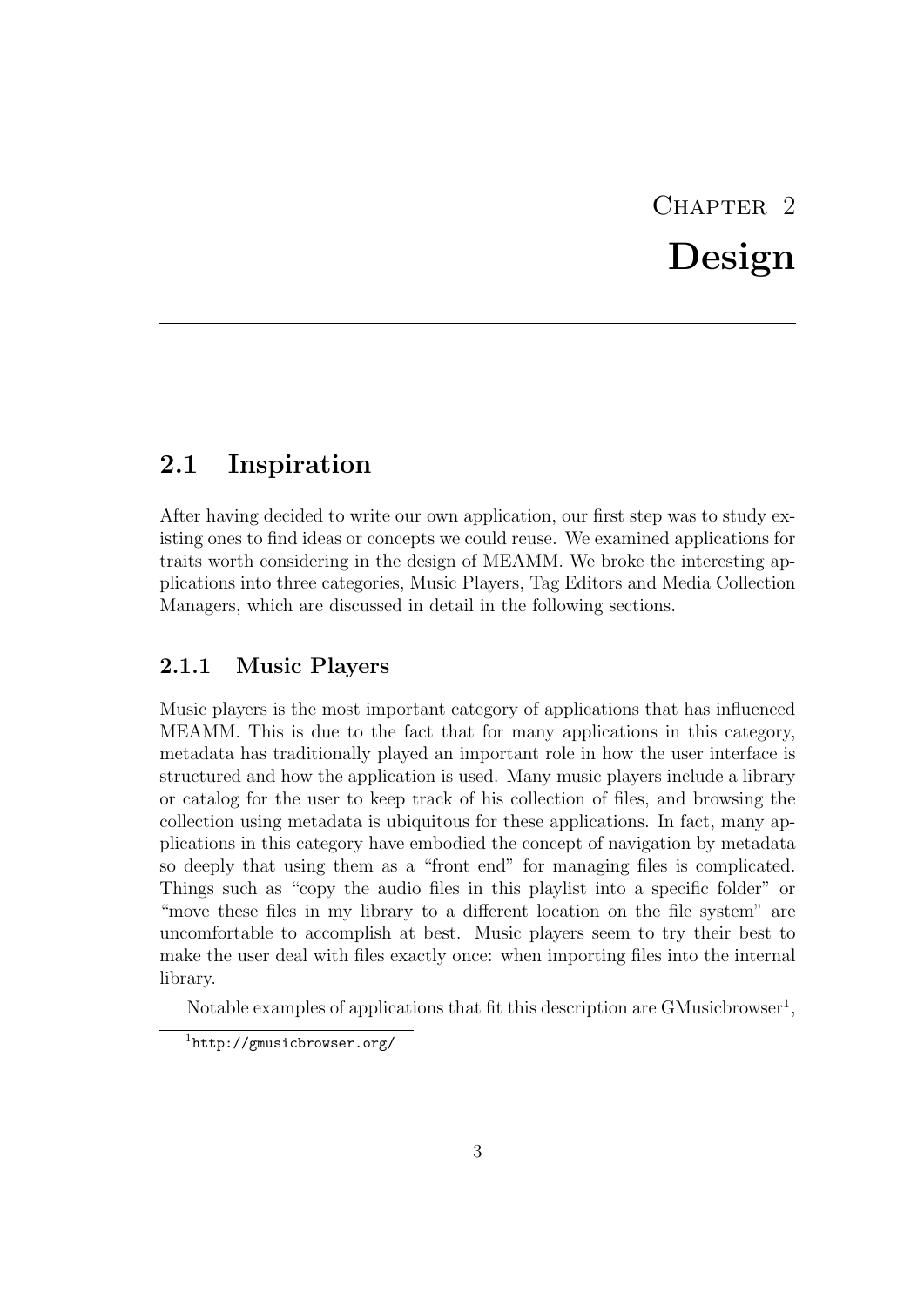# Chapter 2
# Design

## 2.1 Inspiration

After having decided to write our own application, our first step was to study existing ones to find ideas or concepts we could reuse. We examined applications for traits worth considering in the design of MEAMM. We broke the interesting applications into three categories, Music Players, Tag Editors and Media Collection Managers, which are discussed in detail in the following sections.

### 2.1.1 Music Players

Music players is the most important category of applications that has influenced MEAMM. This is due to the fact that for many applications in this category, metadata has traditionally played an important role in how the user interface is structured and how the application is used. Many music players include a library or catalog for the user to keep track of his collection of files, and browsing the collection using metadata is ubiquitous for these applications. In fact, many applications in this category have embodied the concept of navigation by metadata so deeply that using them as a "front end" for managing files is complicated. Things such as "copy the audio files in this playlist into a specific folder" or "move these files in my library to a different location on the file system" are uncomfortable to accomplish at best. Music players seem to try their best to make the user deal with files exactly once: when importing files into the internal library.

Notable examples of applications that fit this description are GMusicbrowser[1],

[1] http://gmusicbrowser.org/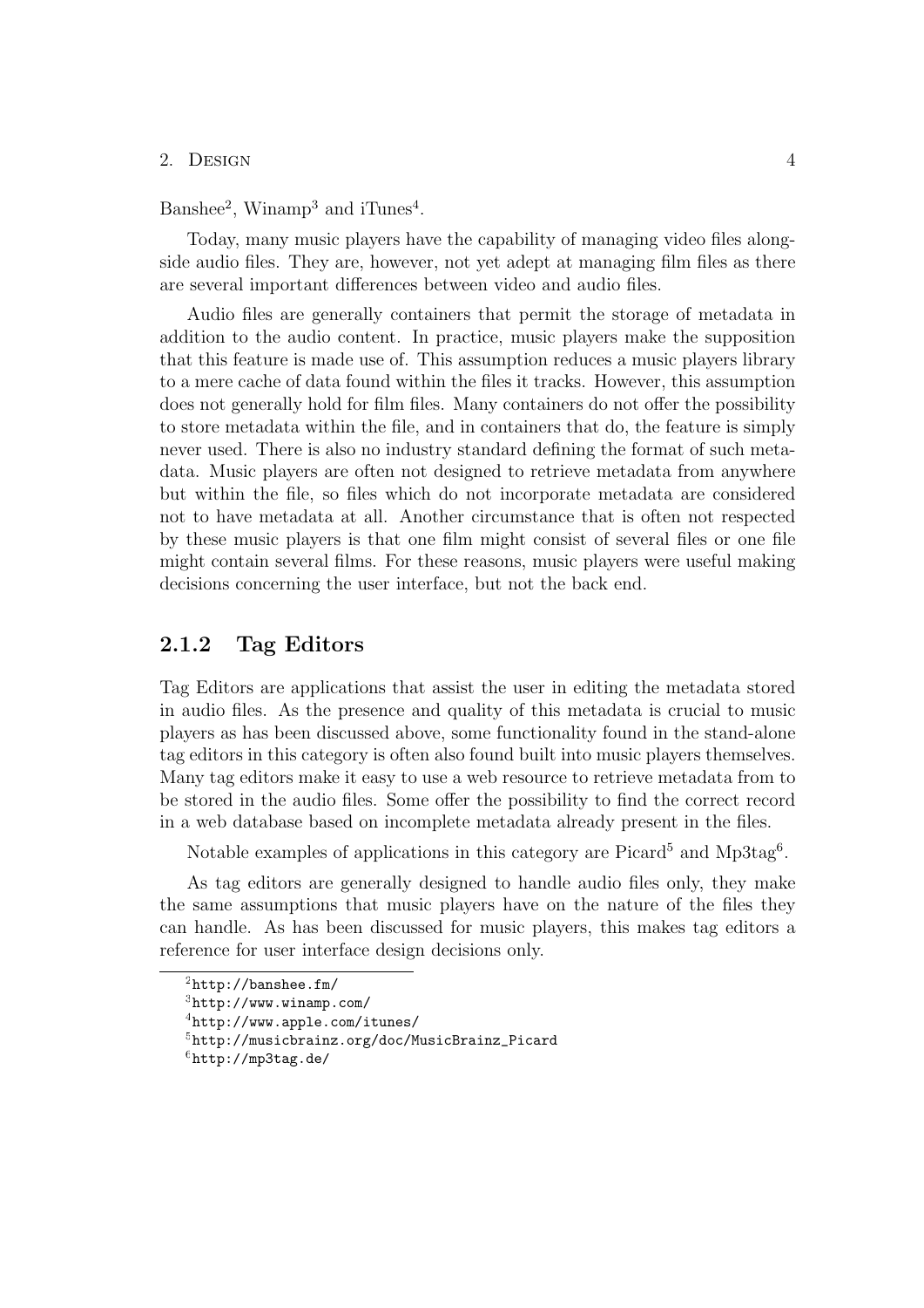Banshee[2], Winamp[3] and iTunes[4].

Today, many music players have the capability of managing video files alongside audio files. They are, however, not yet adept at managing film files as there are several important differences between video and audio files.

Audio files are generally containers that permit the storage of metadata in addition to the audio content. In practice, music players make the supposition that this feature is made use of. This assumption reduces a music players library to a mere cache of data found within the files it tracks. However, this assumption does not generally hold for film files. Many containers do not offer the possibility to store metadata within the file, and in containers that do, the feature is simply never used. There is also no industry standard defining the format of such metadata. Music players are often not designed to retrieve metadata from anywhere but within the file, so files which do not incorporate metadata are considered not to have metadata at all. Another circumstance that is often not respected by these music players is that one film might consist of several files or one file might contain several films. For these reasons, music players were useful making decisions concerning the user interface, but not the back end.

### 2.1.2 Tag Editors

Tag Editors are applications that assist the user in editing the metadata stored in audio files. As the presence and quality of this metadata is crucial to music players as has been discussed above, some functionality found in the stand-alone tag editors in this category is often also found built into music players themselves. Many tag editors make it easy to use a web resource to retrieve metadata from to be stored in the audio files. Some offer the possibility to find the correct record in a web database based on incomplete metadata already present in the files.

Notable examples of applications in this category are Picard[5] and Mp3tag[6].

As tag editors are generally designed to handle audio files only, they make the same assumptions that music players have on the nature of the files they can handle. As has been discussed for music players, this makes tag editors a reference for user interface design decisions only.

[2] `http://banshee.fm/`

[3] `http://www.winamp.com/`

[4] `http://www.apple.com/itunes/`

[5] `http://musicbrainz.org/doc/MusicBrainz_Picard`

[6] `http://mp3tag.de/`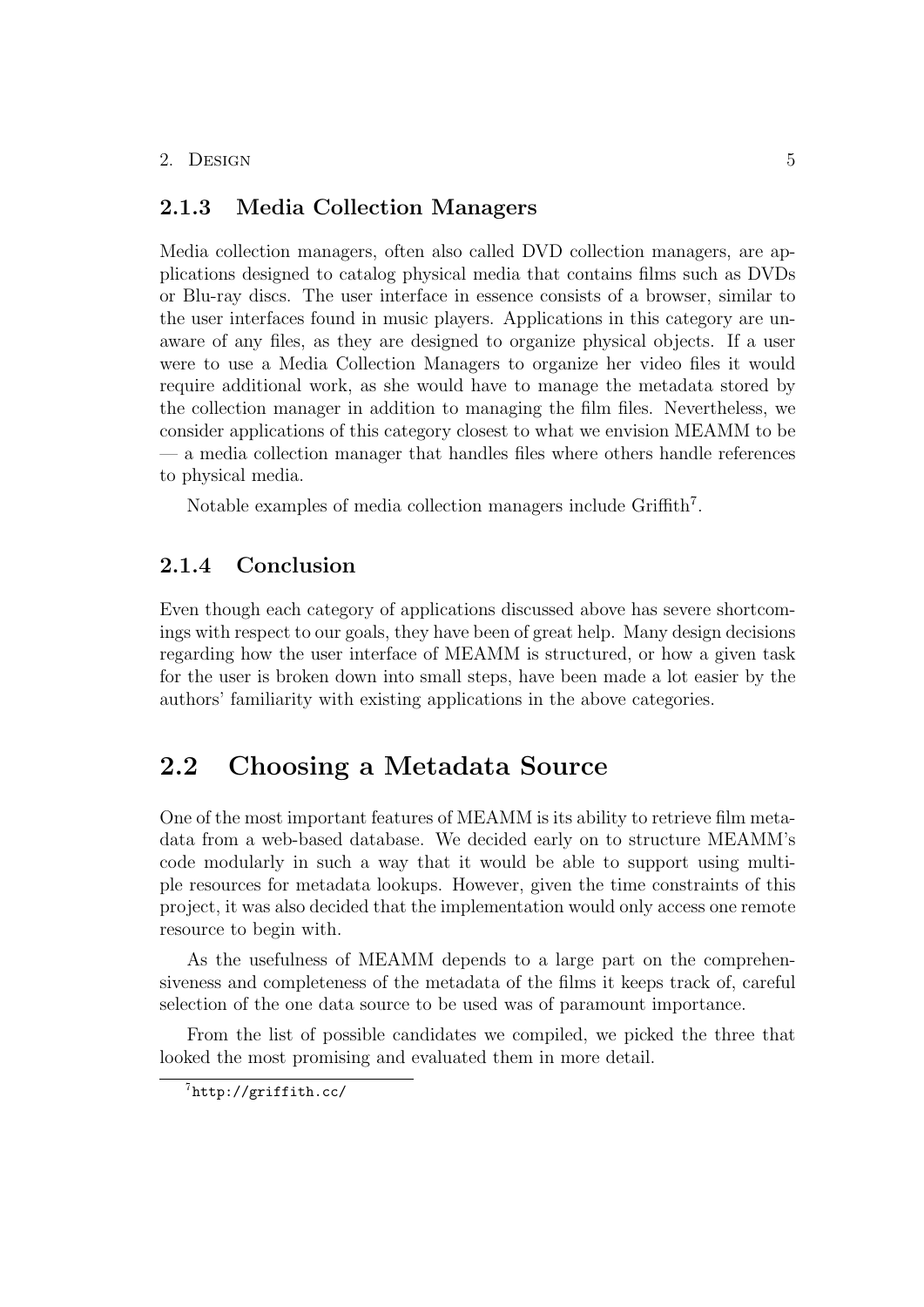### 2.1.3 Media Collection Managers

Media collection managers, often also called DVD collection managers, are applications designed to catalog physical media that contains films such as DVDs or Blu-ray discs. The user interface in essence consists of a browser, similar to the user interfaces found in music players. Applications in this category are unaware of any files, as they are designed to organize physical objects. If a user were to use a Media Collection Managers to organize her video files it would require additional work, as she would have to manage the metadata stored by the collection manager in addition to managing the film files. Nevertheless, we consider applications of this category closest to what we envision MEAMM to be — a media collection manager that handles files where others handle references to physical media.

Notable examples of media collection managers include Griffith[7].

### 2.1.4 Conclusion

Even though each category of applications discussed above has severe shortcomings with respect to our goals, they have been of great help. Many design decisions regarding how the user interface of MEAMM is structured, or how a given task for the user is broken down into small steps, have been made a lot easier by the authors' familiarity with existing applications in the above categories.

## 2.2 Choosing a Metadata Source

One of the most important features of MEAMM is its ability to retrieve film metadata from a web-based database. We decided early on to structure MEAMM's code modularly in such a way that it would be able to support using multiple resources for metadata lookups. However, given the time constraints of this project, it was also decided that the implementation would only access one remote resource to begin with.

As the usefulness of MEAMM depends to a large part on the comprehensiveness and completeness of the metadata of the films it keeps track of, careful selection of the one data source to be used was of paramount importance.

From the list of possible candidates we compiled, we picked the three that looked the most promising and evaluated them in more detail.

[7] http://griffith.cc/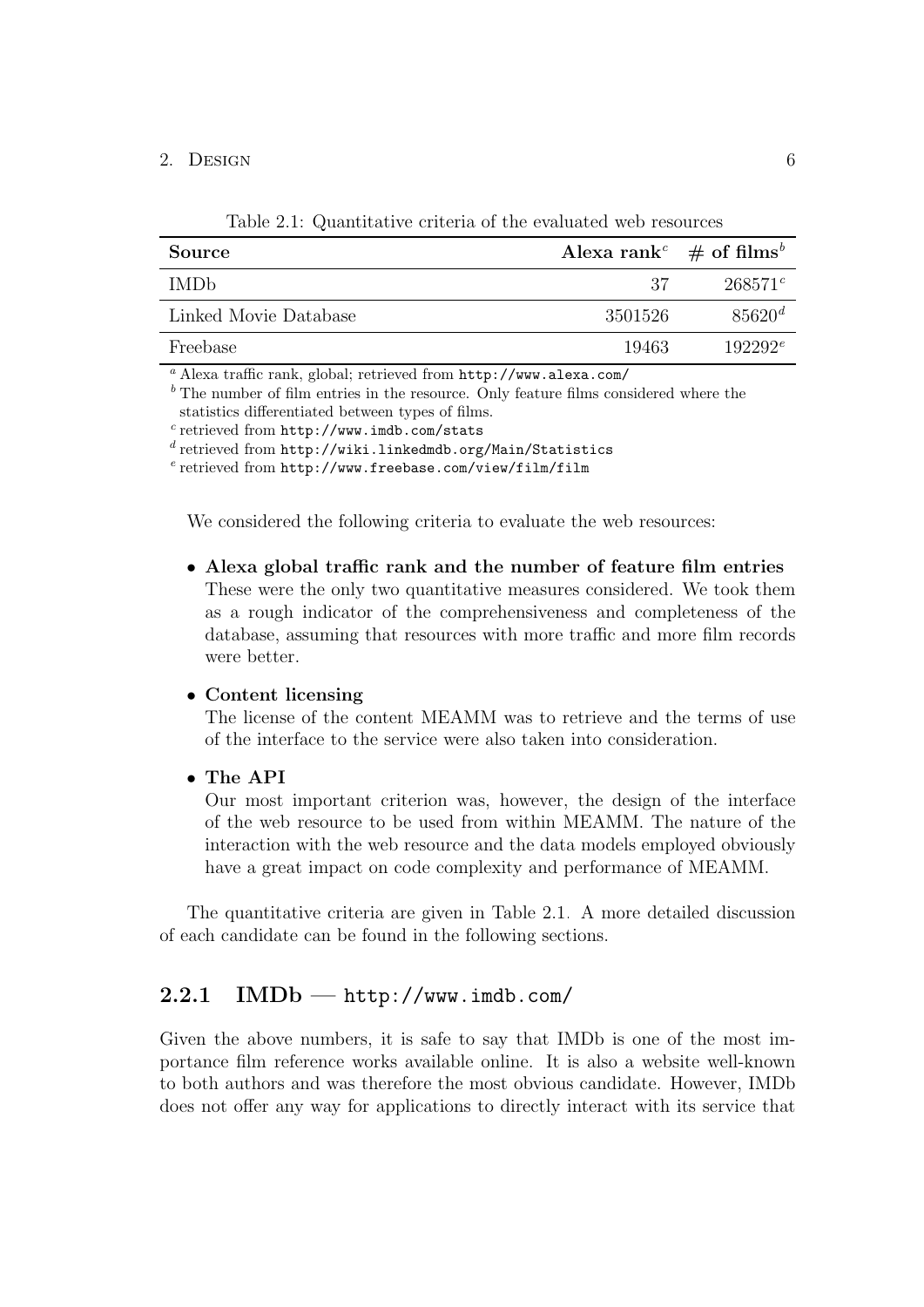Table 2.1: Quantitative criteria of the evaluated web resources

| Source | Alexa rank[c] | # of films[b] |
|---|---|---|
| IMDb | 37 | 268571[c] |
| Linked Movie Database | 3501526 | 85620[d] |
| Freebase | 19463 | 192292[e] |

[a] Alexa traffic rank, global; retrieved from http://www.alexa.com/
[b] The number of film entries in the resource. Only feature films considered where the statistics differentiated between types of films.
[c] retrieved from http://www.imdb.com/stats
[d] retrieved from http://wiki.linkedmdb.org/Main/Statistics
[e] retrieved from http://www.freebase.com/view/film/film

We considered the following criteria to evaluate the web resources:

- **Alexa global traffic rank and the number of feature film entries**
  These were the only two quantitative measures considered. We took them as a rough indicator of the comprehensiveness and completeness of the database, assuming that resources with more traffic and more film records were better.

- **Content licensing**
  The license of the content MEAMM was to retrieve and the terms of use of the interface to the service were also taken into consideration.

- **The API**
  Our most important criterion was, however, the design of the interface of the web resource to be used from within MEAMM. The nature of the interaction with the web resource and the data models employed obviously have a great impact on code complexity and performance of MEAMM.

The quantitative criteria are given in Table 2.1. A more detailed discussion of each candidate can be found in the following sections.

### 2.2.1 IMDb — http://www.imdb.com/

Given the above numbers, it is safe to say that IMDb is one of the most importance film reference works available online. It is also a website well-known to both authors and was therefore the most obvious candidate. However, IMDb does not offer any way for applications to directly interact with its service that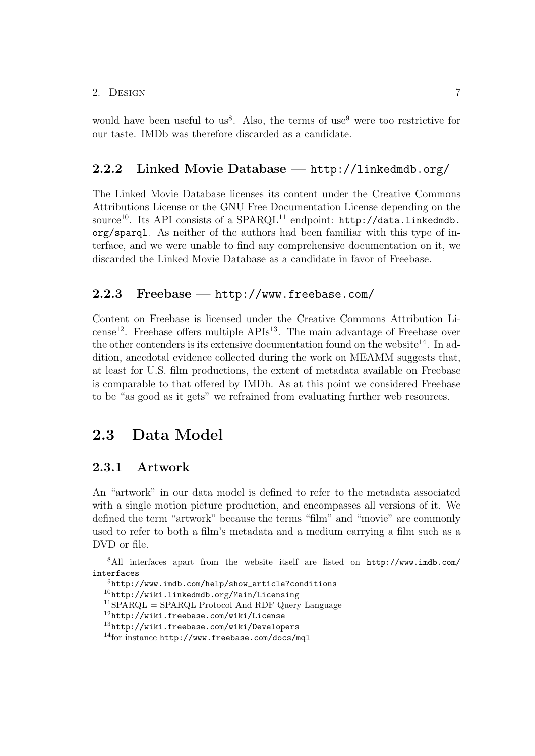would have been useful to us[8]. Also, the terms of use[9] were too restrictive for our taste. IMDb was therefore discarded as a candidate.

### 2.2.2 Linked Movie Database — `http://linkedmdb.org/`

The Linked Movie Database licenses its content under the Creative Commons Attributions License or the GNU Free Documentation License depending on the source[10]. Its API consists of a SPARQL[11] endpoint: `http://data.linkedmdb.org/sparql`. As neither of the authors had been familiar with this type of interface, and we were unable to find any comprehensive documentation on it, we discarded the Linked Movie Database as a candidate in favor of Freebase.

### 2.2.3 Freebase — `http://www.freebase.com/`

Content on Freebase is licensed under the Creative Commons Attribution License[12]. Freebase offers multiple APIs[13]. The main advantage of Freebase over the other contenders is its extensive documentation found on the website[14]. In addition, anecdotal evidence collected during the work on MEAMM suggests that, at least for U.S. film productions, the extent of metadata available on Freebase is comparable to that offered by IMDb. As at this point we considered Freebase to be "as good as it gets" we refrained from evaluating further web resources.

## 2.3 Data Model

### 2.3.1 Artwork

An "artwork" in our data model is defined to refer to the metadata associated with a single motion picture production, and encompasses all versions of it. We defined the term "artwork" because the terms "film" and "movie" are commonly used to refer to both a film's metadata and a medium carrying a film such as a DVD or file.

---

[8] All interfaces apart from the website itself are listed on `http://www.imdb.com/interfaces`

[9] `http://www.imdb.com/help/show_article?conditions`

[10] `http://wiki.linkedmdb.org/Main/Licensing`

[11] SPARQL = SPARQL Protocol And RDF Query Language

[12] `http://wiki.freebase.com/wiki/License`

[13] `http://wiki.freebase.com/wiki/Developers`

[14] for instance `http://www.freebase.com/docs/mql`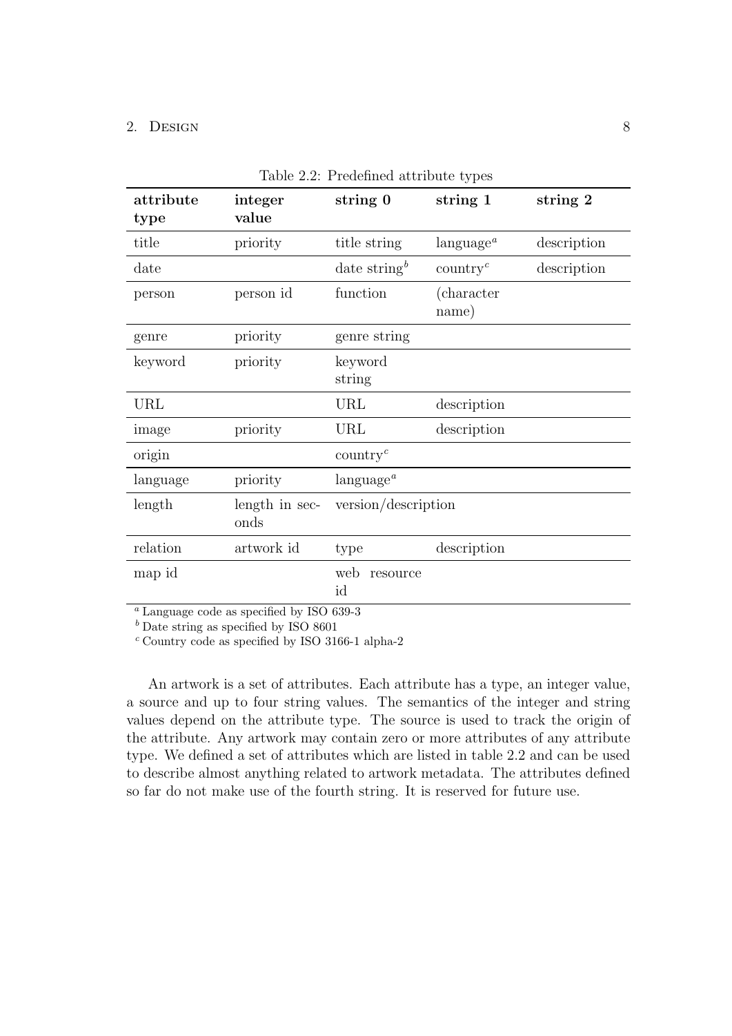Table 2.2: Predefined attribute types

| **attribute type** | **integer value** | **string 0** | **string 1** | **string 2** |
|---|---|---|---|---|
| title | priority | title string | language[a] | description |
| date | | date string[b] | country[c] | description |
| person | person id | function | (character name) | |
| genre | priority | genre string | | |
| keyword | priority | keyword string | | |
| URL | | URL | description | |
| image | priority | URL | description | |
| origin | | country[c] | | |
| language | priority | language[a] | | |
| length | length in seconds | version/description | | |
| relation | artwork id | type | description | |
| map id | | web resource id | | |

[a] Language code as specified by ISO 639-3
[b] Date string as specified by ISO 8601
[c] Country code as specified by ISO 3166-1 alpha-2

An artwork is a set of attributes. Each attribute has a type, an integer value, a source and up to four string values. The semantics of the integer and string values depend on the attribute type. The source is used to track the origin of the attribute. Any artwork may contain zero or more attributes of any attribute type. We defined a set of attributes which are listed in table 2.2 and can be used to describe almost anything related to artwork metadata. The attributes defined so far do not make use of the fourth string. It is reserved for future use.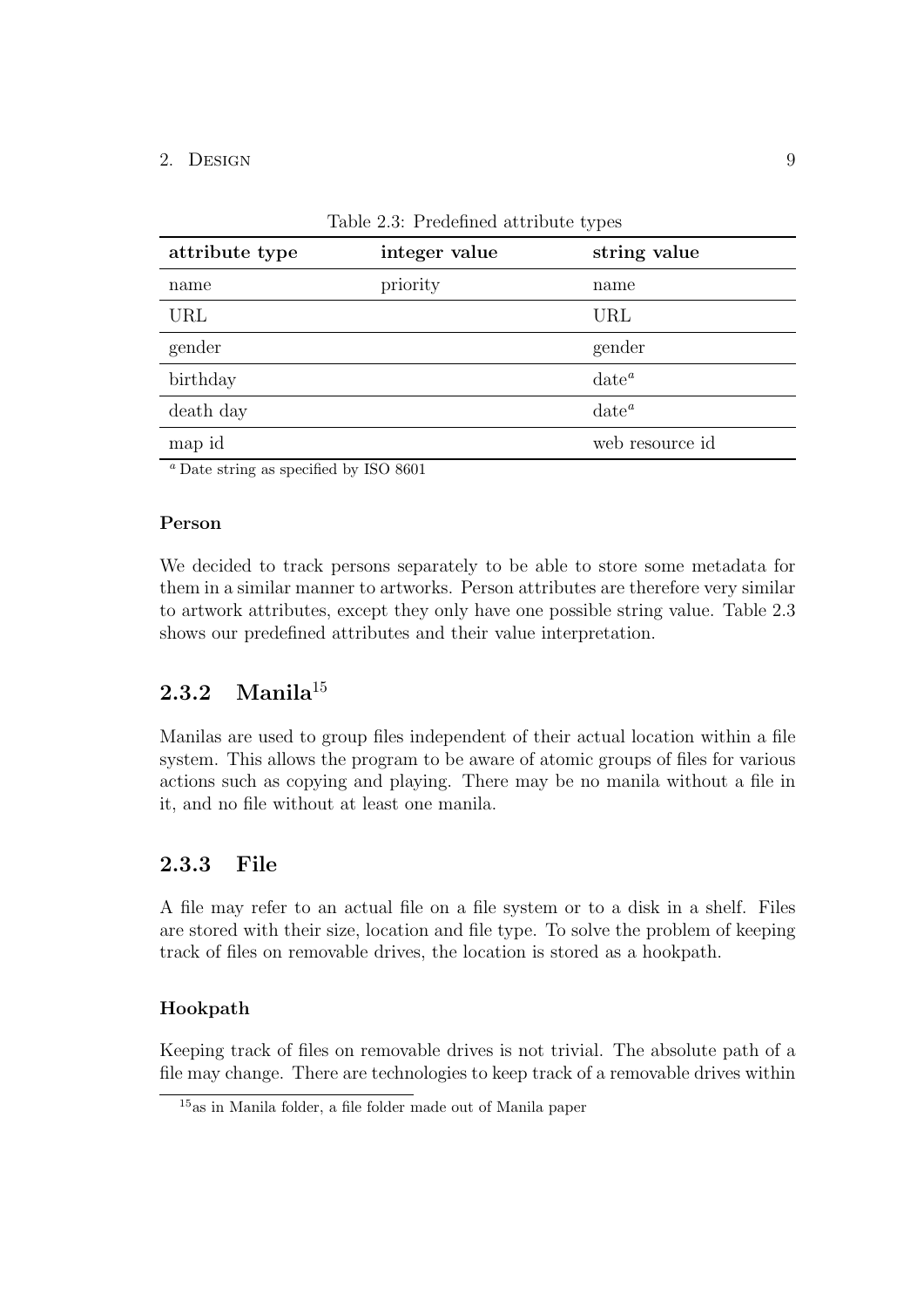Table 2.3: Predefined attribute types

| attribute type | integer value | string value |
| --- | --- | --- |
| name | priority | name |
| URL | | URL |
| gender | | gender |
| birthday | | date[a] |
| death day | | date[a] |
| map id | | web resource id |

[a] Date string as specified by ISO 8601

#### Person

We decided to track persons separately to be able to store some metadata for them in a similar manner to artworks. Person attributes are therefore very similar to artwork attributes, except they only have one possible string value. Table 2.3 shows our predefined attributes and their value interpretation.

### 2.3.2 Manila[15]

Manilas are used to group files independent of their actual location within a file system. This allows the program to be aware of atomic groups of files for various actions such as copying and playing. There may be no manila without a file in it, and no file without at least one manila.

### 2.3.3 File

A file may refer to an actual file on a file system or to a disk in a shelf. Files are stored with their size, location and file type. To solve the problem of keeping track of files on removable drives, the location is stored as a hookpath.

#### Hookpath

Keeping track of files on removable drives is not trivial. The absolute path of a file may change. There are technologies to keep track of a removable drives within

[15] as in Manila folder, a file folder made out of Manila paper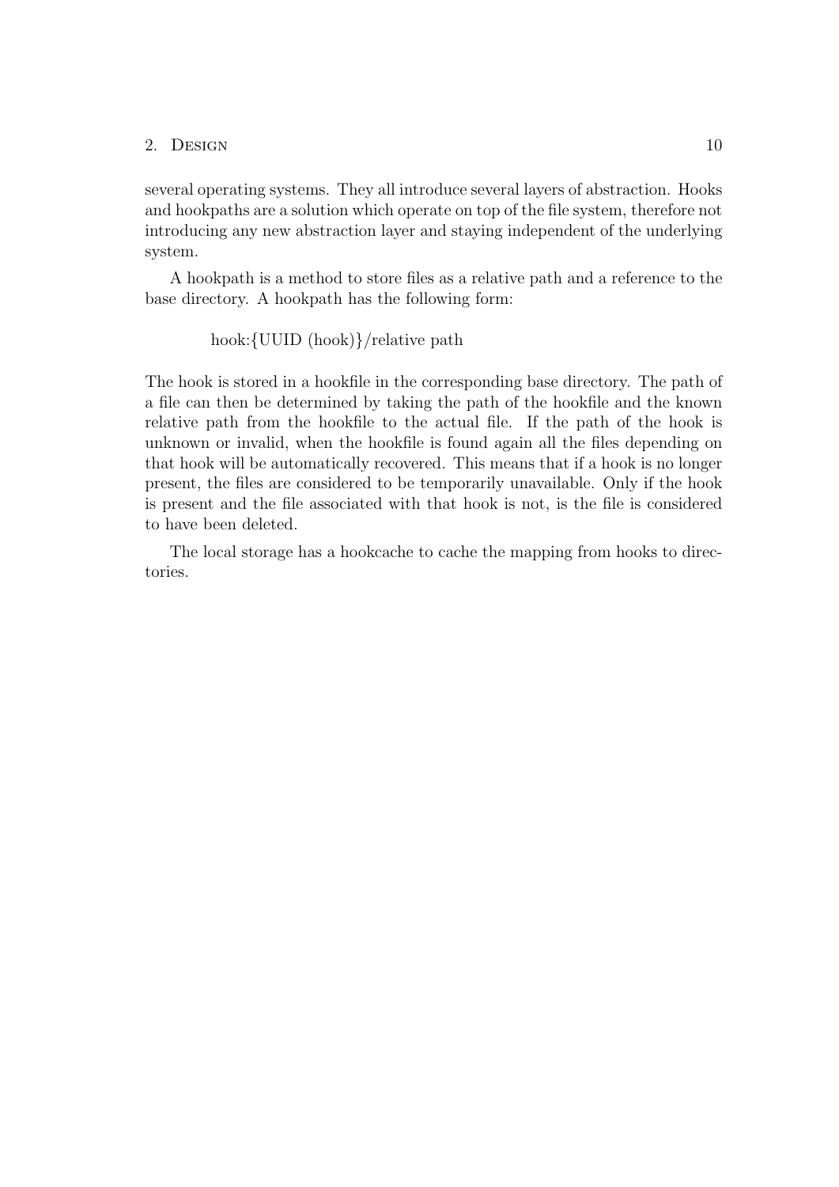several operating systems. They all introduce several layers of abstraction. Hooks and hookpaths are a solution which operate on top of the file system, therefore not introducing any new abstraction layer and staying independent of the underlying system.

A hookpath is a method to store files as a relative path and a reference to the base directory. A hookpath has the following form:

hook:{UUID (hook)}/relative path

The hook is stored in a hookfile in the corresponding base directory. The path of a file can then be determined by taking the path of the hookfile and the known relative path from the hookfile to the actual file. If the path of the hook is unknown or invalid, when the hookfile is found again all the files depending on that hook will be automatically recovered. This means that if a hook is no longer present, the files are considered to be temporarily unavailable. Only if the hook is present and the file associated with that hook is not, is the file is considered to have been deleted.

The local storage has a hookcache to cache the mapping from hooks to directories.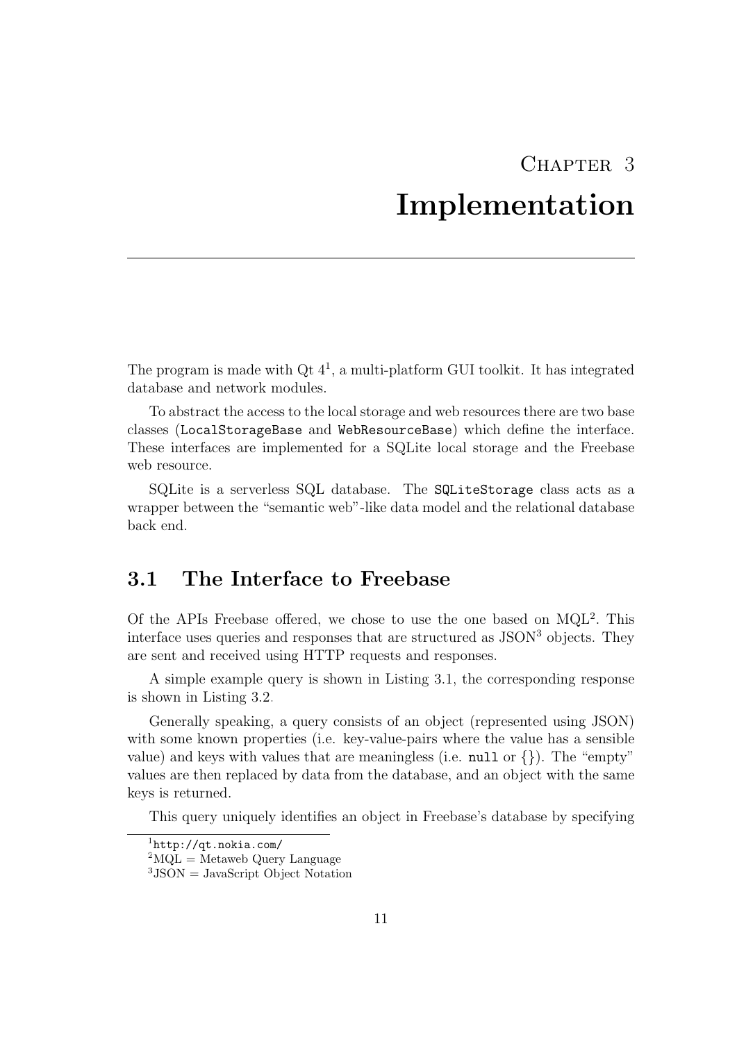# Chapter 3
# Implementation

The program is made with Qt 4[1], a multi-platform GUI toolkit. It has integrated database and network modules.

To abstract the access to the local storage and web resources there are two base classes (`LocalStorageBase` and `WebResourceBase`) which define the interface. These interfaces are implemented for a SQLite local storage and the Freebase web resource.

SQLite is a serverless SQL database. The `SQLiteStorage` class acts as a wrapper between the "semantic web"-like data model and the relational database back end.

## 3.1 The Interface to Freebase

Of the APIs Freebase offered, we chose to use the one based on MQL[2]. This interface uses queries and responses that are structured as JSON[3] objects. They are sent and received using HTTP requests and responses.

A simple example query is shown in Listing 3.1, the corresponding response is shown in Listing 3.2.

Generally speaking, a query consists of an object (represented using JSON) with some known properties (i.e. key-value-pairs where the value has a sensible value) and keys with values that are meaningless (i.e. `null` or {}). The "empty" values are then replaced by data from the database, and an object with the same keys is returned.

This query uniquely identifies an object in Freebase's database by specifying

[1] `http://qt.nokia.com/`

[2] MQL = Metaweb Query Language

[3] JSON = JavaScript Object Notation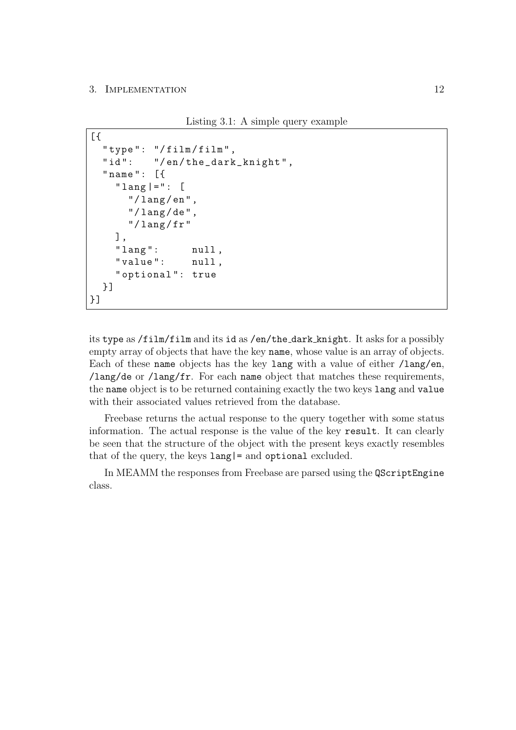Listing 3.1: A simple query example

```
[{
  "type": "/film/film",
  "id":   "/en/the_dark_knight",
  "name": [{
    "lang|=": [
      "/lang/en",
      "/lang/de",
      "/lang/fr"
    ],
    "lang":     null,
    "value":    null,
    "optional": true
  }]
}]
```

its `type` as `/film/film` and its `id` as `/en/the_dark_knight`. It asks for a possibly empty array of objects that have the key `name`, whose value is an array of objects. Each of these `name` objects has the key `lang` with a value of either `/lang/en`, `/lang/de` or `/lang/fr`. For each `name` object that matches these requirements, the `name` object is to be returned containing exactly the two keys `lang` and `value` with their associated values retrieved from the database.

Freebase returns the actual response to the query together with some status information. The actual response is the value of the key `result`. It can clearly be seen that the structure of the object with the present keys exactly resembles that of the query, the keys `lang|=` and `optional` excluded.

In MEAMM the responses from Freebase are parsed using the `QScriptEngine` class.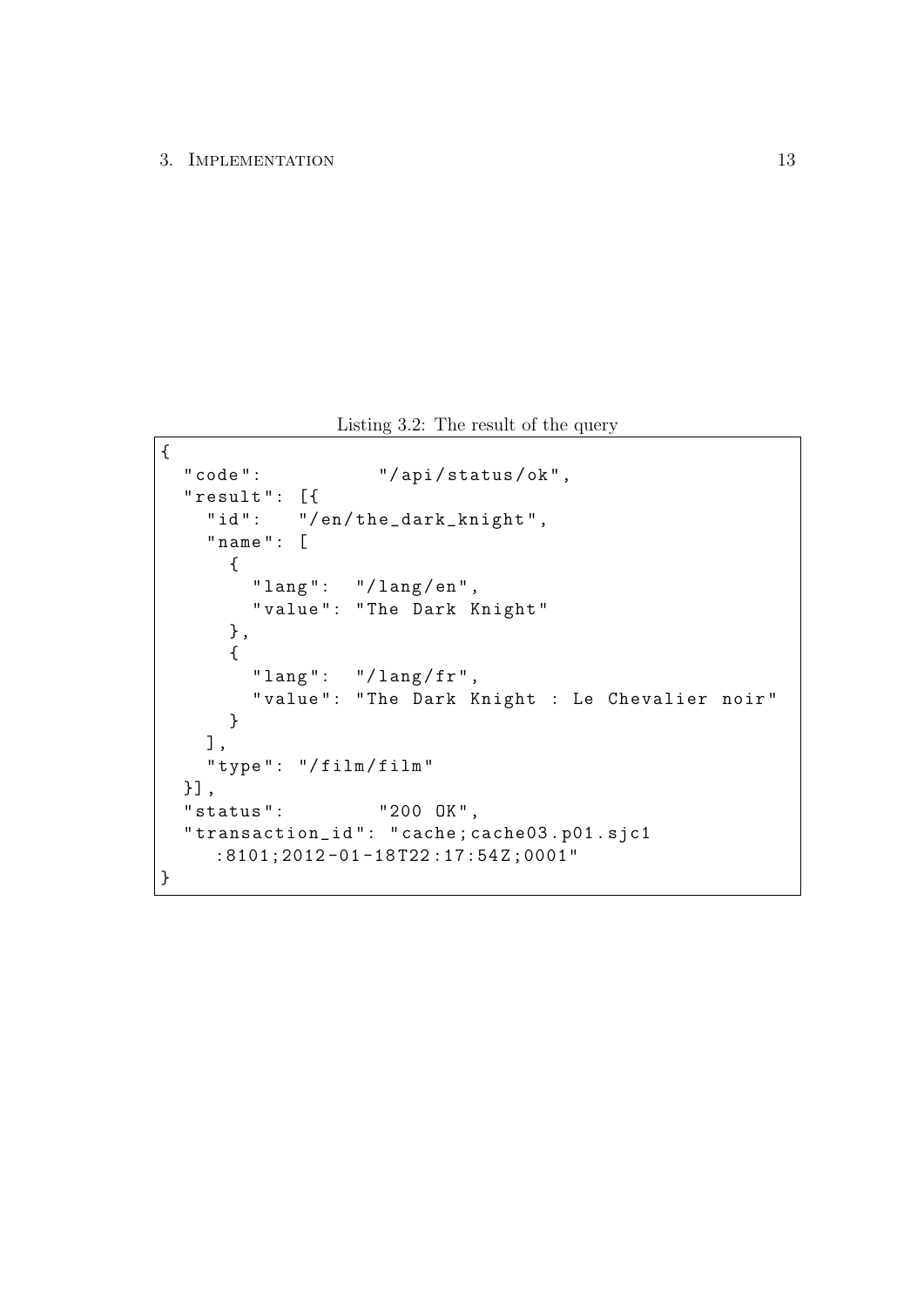Listing 3.2: The result of the query

```
{
  "code":          "/api/status/ok",
  "result": [{
    "id":   "/en/the_dark_knight",
    "name": [
      {
        "lang":  "/lang/en",
        "value": "The Dark Knight"
      },
      {
        "lang":  "/lang/fr",
        "value": "The Dark Knight : Le Chevalier noir"
      }
    ],
    "type": "/film/film"
  }],
  "status":        "200 OK",
  "transaction_id": "cache;cache03.p01.sjc1
     :8101;2012-01-18T22:17:54Z;0001"
}
```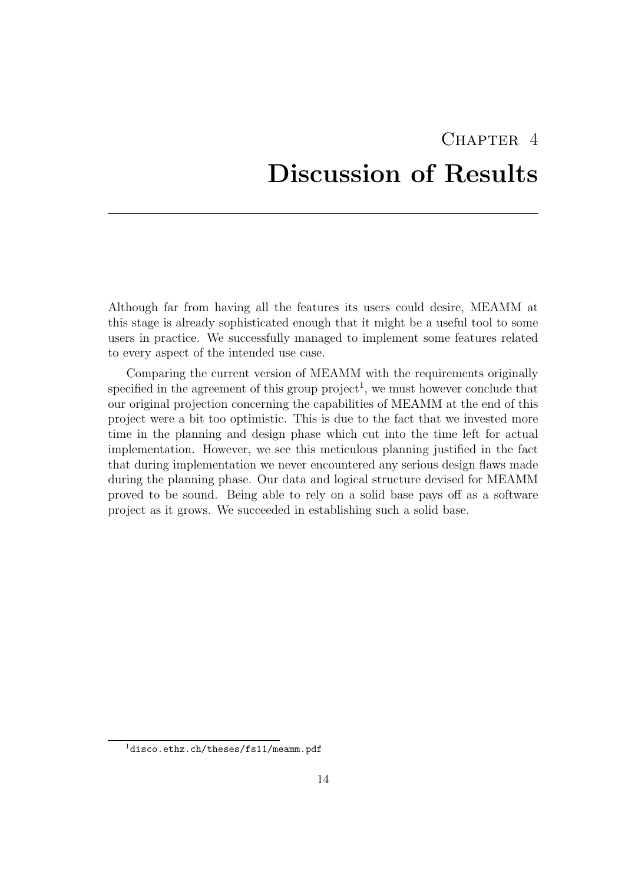# Chapter 4
# Discussion of Results

Although far from having all the features its users could desire, MEAMM at this stage is already sophisticated enough that it might be a useful tool to some users in practice. We successfully managed to implement some features related to every aspect of the intended use case.

Comparing the current version of MEAMM with the requirements originally specified in the agreement of this group project[1], we must however conclude that our original projection concerning the capabilities of MEAMM at the end of this project were a bit too optimistic. This is due to the fact that we invested more time in the planning and design phase which cut into the time left for actual implementation. However, we see this meticulous planning justified in the fact that during implementation we never encountered any serious design flaws made during the planning phase. Our data and logical structure devised for MEAMM proved to be sound. Being able to rely on a solid base pays off as a software project as it grows. We succeeded in establishing such a solid base.

[1] `disco.ethz.ch/theses/fs11/meamm.pdf`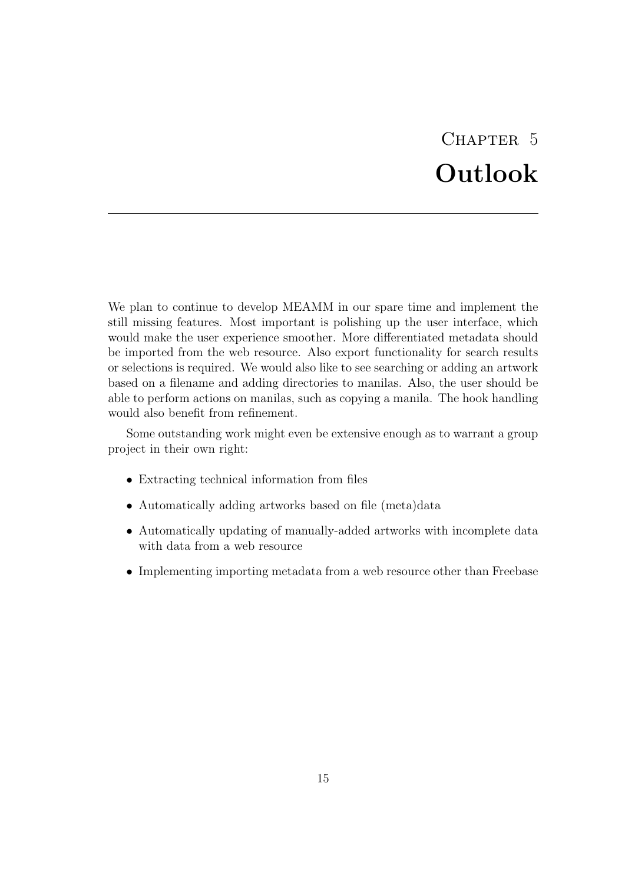# Chapter 5 Outlook

We plan to continue to develop MEAMM in our spare time and implement the still missing features. Most important is polishing up the user interface, which would make the user experience smoother. More differentiated metadata should be imported from the web resource. Also export functionality for search results or selections is required. We would also like to see searching or adding an artwork based on a filename and adding directories to manilas. Also, the user should be able to perform actions on manilas, such as copying a manila. The hook handling would also benefit from refinement.

Some outstanding work might even be extensive enough as to warrant a group project in their own right:

- Extracting technical information from files
- Automatically adding artworks based on file (meta)data
- Automatically updating of manually-added artworks with incomplete data with data from a web resource
- Implementing importing metadata from a web resource other than Freebase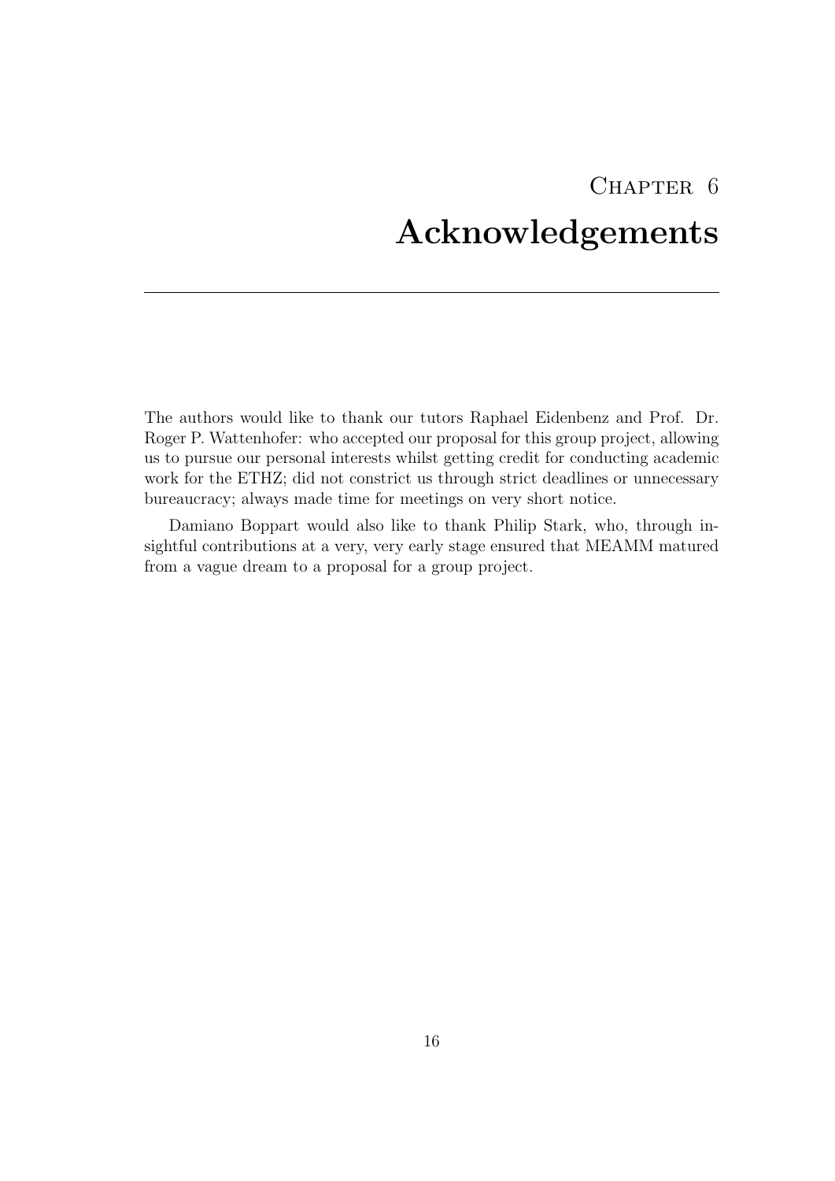# Chapter 6
# Acknowledgements

The authors would like to thank our tutors Raphael Eidenbenz and Prof. Dr. Roger P. Wattenhofer: who accepted our proposal for this group project, allowing us to pursue our personal interests whilst getting credit for conducting academic work for the ETHZ; did not constrict us through strict deadlines or unnecessary bureaucracy; always made time for meetings on very short notice.

Damiano Boppart would also like to thank Philip Stark, who, through insightful contributions at a very, very early stage ensured that MEAMM matured from a vague dream to a proposal for a group project.